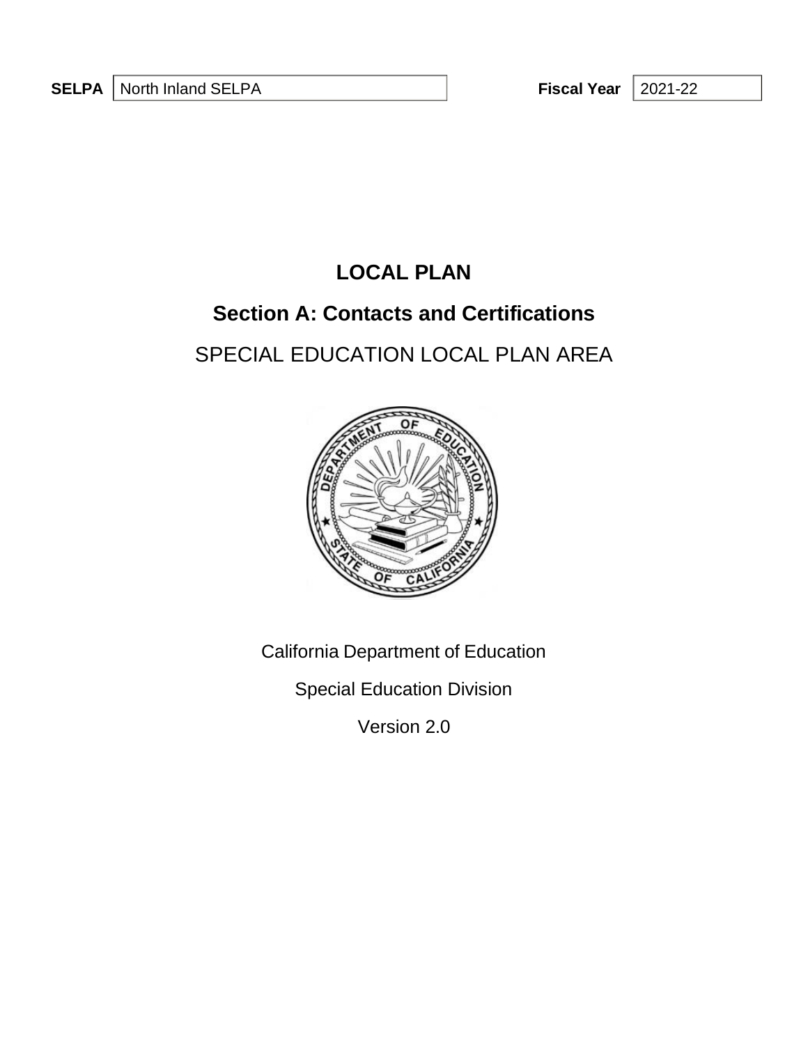**SELPA** North Inland SELPA **Fiscal Year** 2021-22

# LOCAL PLAN

## Section A: Contacts and Certifications

SPECIAL EDUCATION LOCAL PLAN AREA

California Department of Education

Special Education Division

Version 2.0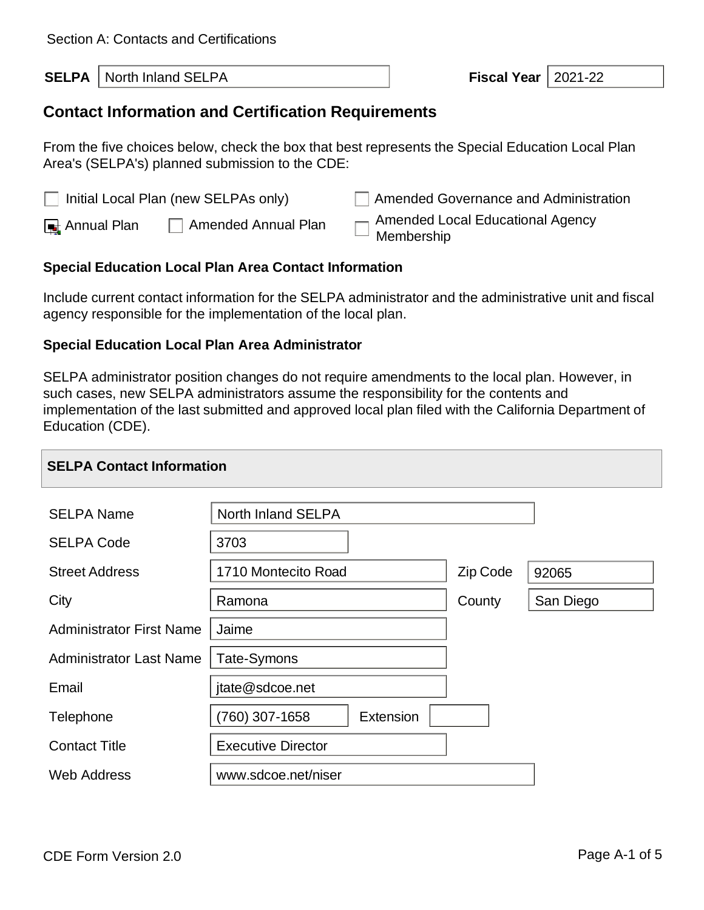Section A: Contacts and Certifications

| **SELPA** | North Inland SELPA | **Fiscal Year** | 2021-22 |
|---|---|---|---|

## Contact Information and Certification Requirements

From the five choices below, check the box that best represents the Special Education Local Plan Area's (SELPA's) planned submission to the CDE:

- [ ] Initial Local Plan (new SELPAs only)
- [ ] Amended Governance and Administration
- [x] Annual Plan
- [ ] Amended Annual Plan
- [ ] Amended Local Educational Agency Membership

### Special Education Local Plan Area Contact Information

Include current contact information for the SELPA administrator and the administrative unit and fiscal agency responsible for the implementation of the local plan.

### Special Education Local Plan Area Administrator

SELPA administrator position changes do not require amendments to the local plan. However, in such cases, new SELPA administrators assume the responsibility for the contents and implementation of the last submitted and approved local plan filed with the California Department of Education (CDE).

**SELPA Contact Information**

| Field | Value | Field | Value |
|---|---|---|---|
| SELPA Name | North Inland SELPA | | |
| SELPA Code | 3703 | | |
| Street Address | 1710 Montecito Road | Zip Code | 92065 |
| City | Ramona | County | San Diego |
| Administrator First Name | Jaime | | |
| Administrator Last Name | Tate-Symons | | |
| Email | jtate@sdcoe.net | | |
| Telephone | (760) 307-1658 | Extension | |
| Contact Title | Executive Director | | |
| Web Address | www.sdcoe.net/niser | | |

CDE Form Version 2.0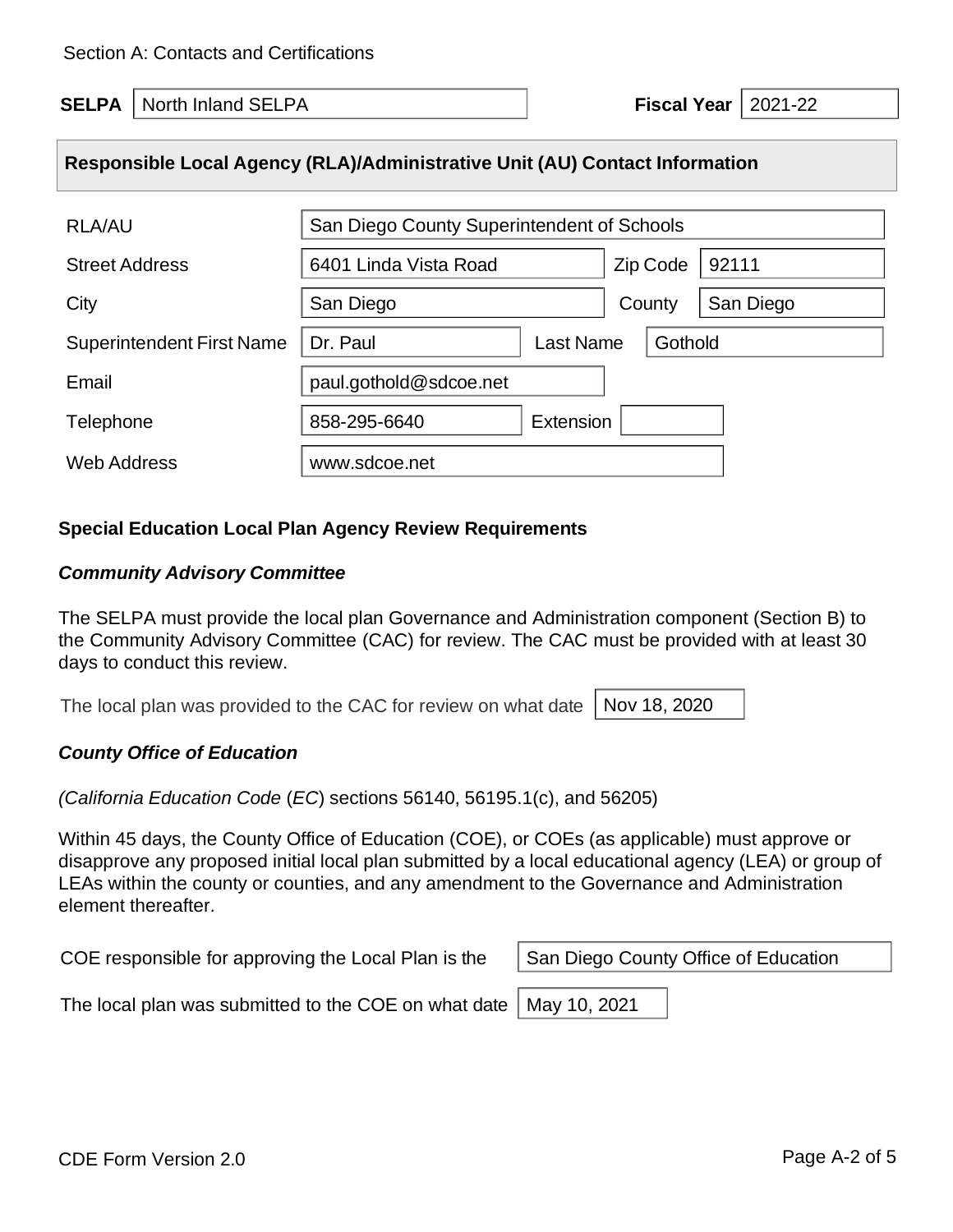Section A: Contacts and Certifications

**SELPA** North Inland SELPA **Fiscal Year** 2021-22

## Responsible Local Agency (RLA)/Administrative Unit (AU) Contact Information

| | | | |
|---|---|---|---|
| RLA/AU | San Diego County Superintendent of Schools | | |
| Street Address | 6401 Linda Vista Road | Zip Code | 92111 |
| City | San Diego | County | San Diego |
| Superintendent First Name | Dr. Paul | Last Name | Gothold |
| Email | paul.gothold@sdcoe.net | | |
| Telephone | 858-295-6640 | Extension | |
| Web Address | www.sdcoe.net | | |

### Special Education Local Plan Agency Review Requirements

#### *Community Advisory Committee*

The SELPA must provide the local plan Governance and Administration component (Section B) to the Community Advisory Committee (CAC) for review. The CAC must be provided with at least 30 days to conduct this review.

The local plan was provided to the CAC for review on what date: Nov 18, 2020

#### *County Office of Education*

*(California Education Code* (*EC*) sections 56140, 56195.1(c), and 56205)

Within 45 days, the County Office of Education (COE), or COEs (as applicable) must approve or disapprove any proposed initial local plan submitted by a local educational agency (LEA) or group of LEAs within the county or counties, and any amendment to the Governance and Administration element thereafter.

COE responsible for approving the Local Plan is the: San Diego County Office of Education

The local plan was submitted to the COE on what date: May 10, 2021

CDE Form Version 2.0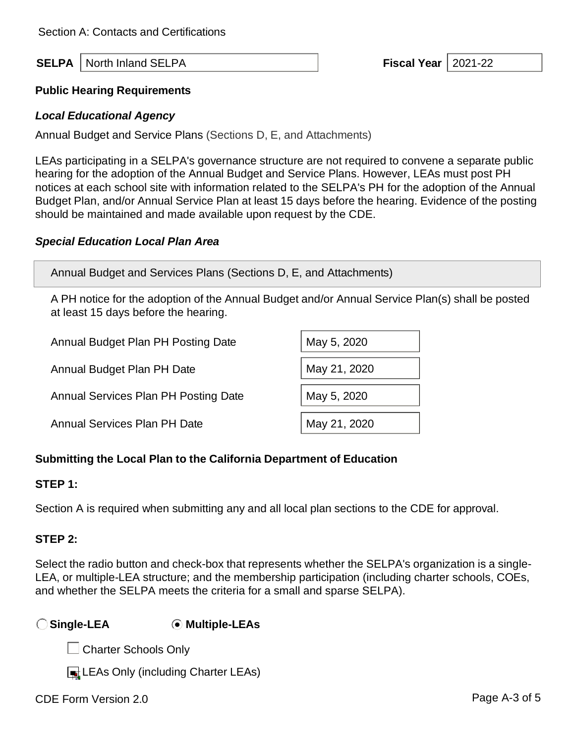Section A: Contacts and Certifications

| **SELPA** | North Inland SELPA | **Fiscal Year** | 2021-22 |
|---|---|---|---|

**Public Hearing Requirements**

***Local Educational Agency***

Annual Budget and Service Plans (Sections D, E, and Attachments)

LEAs participating in a SELPA's governance structure are not required to convene a separate public hearing for the adoption of the Annual Budget and Service Plans. However, LEAs must post PH notices at each school site with information related to the SELPA's PH for the adoption of the Annual Budget Plan, and/or Annual Service Plan at least 15 days before the hearing. Evidence of the posting should be maintained and made available upon request by the CDE.

***Special Education Local Plan Area***

Annual Budget and Services Plans (Sections D, E, and Attachments)

A PH notice for the adoption of the Annual Budget and/or Annual Service Plan(s) shall be posted at least 15 days before the hearing.

| | |
|---|---|
| Annual Budget Plan PH Posting Date | May 5, 2020 |
| Annual Budget Plan PH Date | May 21, 2020 |
| Annual Services Plan PH Posting Date | May 5, 2020 |
| Annual Services Plan PH Date | May 21, 2020 |

**Submitting the Local Plan to the California Department of Education**

**STEP 1:**

Section A is required when submitting any and all local plan sections to the CDE for approval.

**STEP 2:**

Select the radio button and check-box that represents whether the SELPA's organization is a single-LEA, or multiple-LEA structure; and the membership participation (including charter schools, COEs, and whether the SELPA meets the criteria for a small and sparse SELPA).

○ **Single-LEA** ◉ **Multiple-LEAs**

- ☐ Charter Schools Only
- ☒ LEAs Only (including Charter LEAs)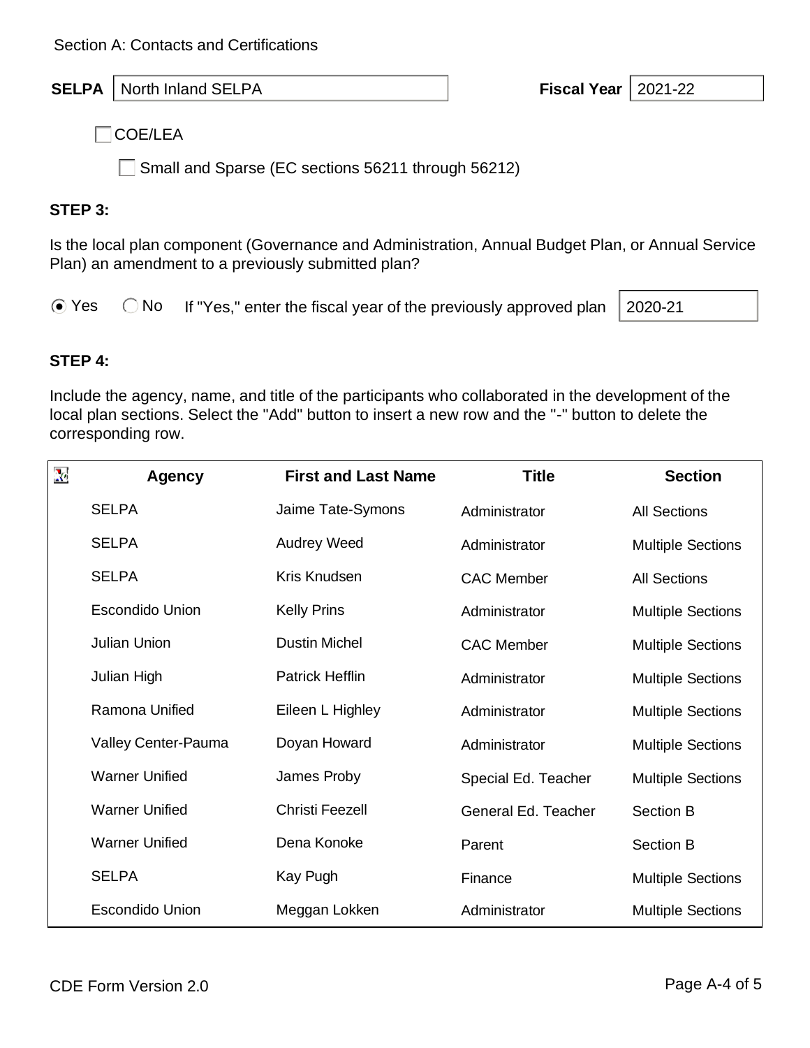Section A: Contacts and Certifications

**SELPA** North Inland SELPA **Fiscal Year** 2021-22

☐ COE/LEA

☐ Small and Sparse (EC sections 56211 through 56212)

### STEP 3:

Is the local plan component (Governance and Administration, Annual Budget Plan, or Annual Service Plan) an amendment to a previously submitted plan?

◉ Yes ○ No If "Yes," enter the fiscal year of the previously approved plan 2020-21

### STEP 4:

Include the agency, name, and title of the participants who collaborated in the development of the local plan sections. Select the "Add" button to insert a new row and the "-" button to delete the corresponding row.

| Agency | First and Last Name | Title | Section |
|---|---|---|---|
| SELPA | Jaime Tate-Symons | Administrator | All Sections |
| SELPA | Audrey Weed | Administrator | Multiple Sections |
| SELPA | Kris Knudsen | CAC Member | All Sections |
| Escondido Union | Kelly Prins | Administrator | Multiple Sections |
| Julian Union | Dustin Michel | CAC Member | Multiple Sections |
| Julian High | Patrick Hefflin | Administrator | Multiple Sections |
| Ramona Unified | Eileen L Highley | Administrator | Multiple Sections |
| Valley Center-Pauma | Doyan Howard | Administrator | Multiple Sections |
| Warner Unified | James Proby | Special Ed. Teacher | Multiple Sections |
| Warner Unified | Christi Feezell | General Ed. Teacher | Section B |
| Warner Unified | Dena Konoke | Parent | Section B |
| SELPA | Kay Pugh | Finance | Multiple Sections |
| Escondido Union | Meggan Lokken | Administrator | Multiple Sections |

CDE Form Version 2.0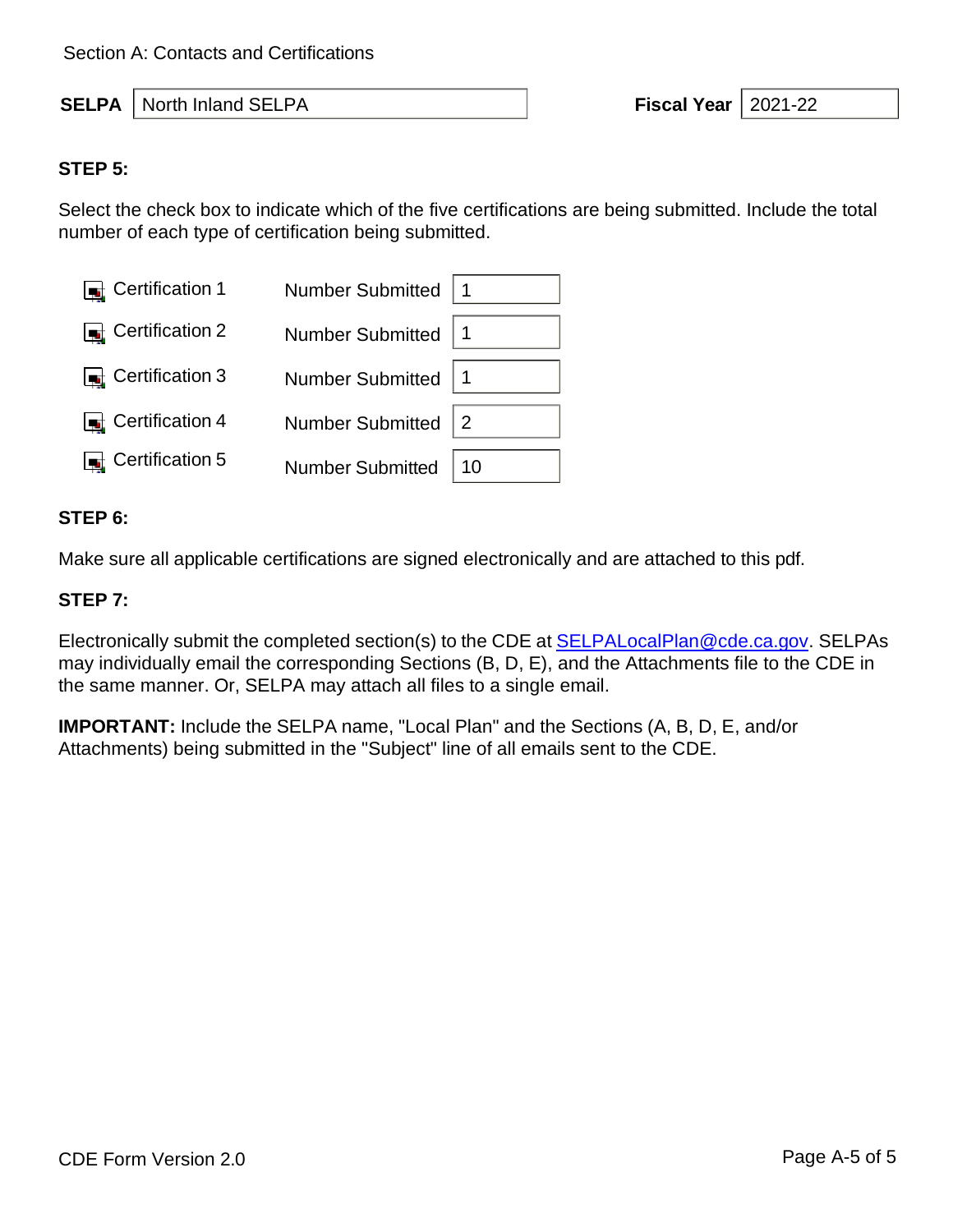Section A: Contacts and Certifications

**SELPA** North Inland SELPA **Fiscal Year** 2021-22

**STEP 5:**

Select the check box to indicate which of the five certifications are being submitted. Include the total number of each type of certification being submitted.

| Certification | Number Submitted |
|---|---|
| ☒ Certification 1 | 1 |
| ☒ Certification 2 | 1 |
| ☒ Certification 3 | 1 |
| ☒ Certification 4 | 2 |
| ☒ Certification 5 | 10 |

**STEP 6:**

Make sure all applicable certifications are signed electronically and are attached to this pdf.

**STEP 7:**

Electronically submit the completed section(s) to the CDE at SELPALocalPlan@cde.ca.gov. SELPAs may individually email the corresponding Sections (B, D, E), and the Attachments file to the CDE in the same manner. Or, SELPA may attach all files to a single email.

**IMPORTANT:** Include the SELPA name, "Local Plan" and the Sections (A, B, D, E, and/or Attachments) being submitted in the "Subject" line of all emails sent to the CDE.

CDE Form Version 2.0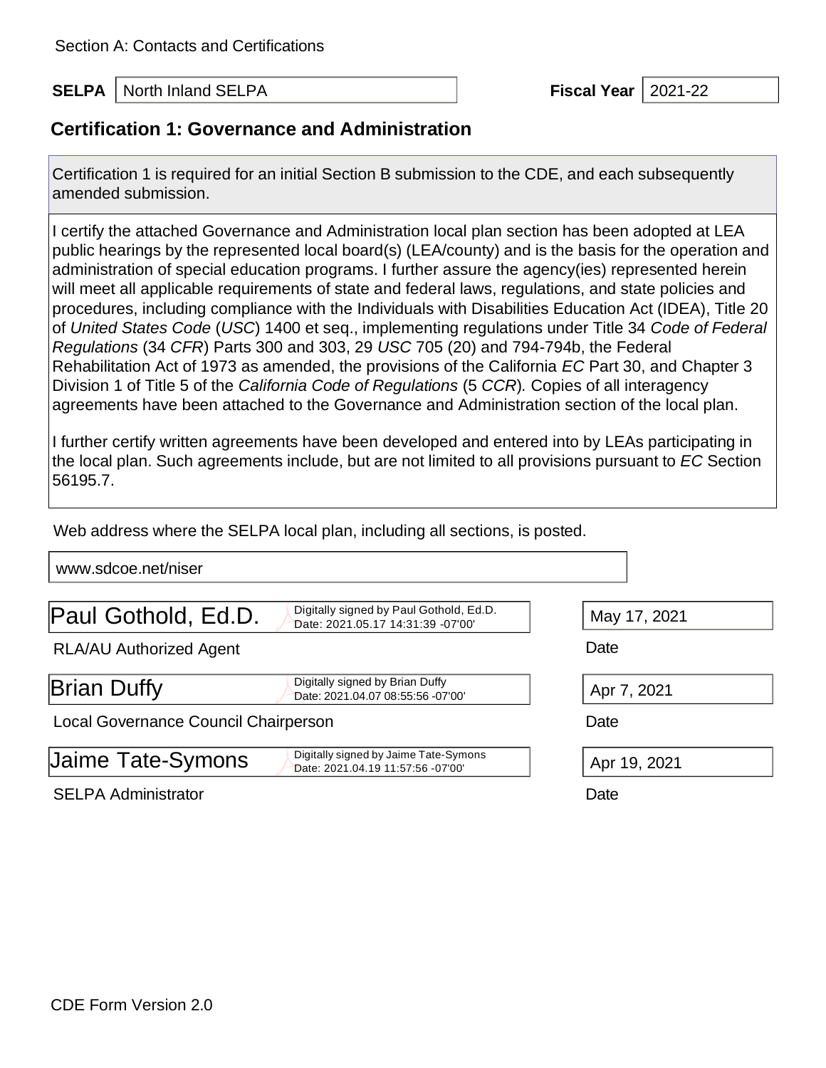Section A: Contacts and Certifications

**SELPA** North Inland SELPA **Fiscal Year** 2021-22

## Certification 1: Governance and Administration

Certification 1 is required for an initial Section B submission to the CDE, and each subsequently amended submission.

I certify the attached Governance and Administration local plan section has been adopted at LEA public hearings by the represented local board(s) (LEA/county) and is the basis for the operation and administration of special education programs. I further assure the agency(ies) represented herein will meet all applicable requirements of state and federal laws, regulations, and state policies and procedures, including compliance with the Individuals with Disabilities Education Act (IDEA), Title 20 of *United States Code* (*USC*) 1400 et seq., implementing regulations under Title 34 *Code of Federal Regulations* (34 *CFR*) Parts 300 and 303, 29 *USC* 705 (20) and 794-794b, the Federal Rehabilitation Act of 1973 as amended, the provisions of the California *EC* Part 30, and Chapter 3 Division 1 of Title 5 of the *California Code of Regulations* (5 *CCR*). Copies of all interagency agreements have been attached to the Governance and Administration section of the local plan.

I further certify written agreements have been developed and entered into by LEAs participating in the local plan. Such agreements include, but are not limited to all provisions pursuant to *EC* Section 56195.7.

Web address where the SELPA local plan, including all sections, is posted.

www.sdcoe.net/niser

| Signature | Date |
|---|---|
| Paul Gothold, Ed.D. (Digitally signed by Paul Gothold, Ed.D. Date: 2021.05.17 14:31:39 -07'00') | May 17, 2021 |
| RLA/AU Authorized Agent | Date |
| Brian Duffy (Digitally signed by Brian Duffy Date: 2021.04.07 08:55:56 -07'00') | Apr 7, 2021 |
| Local Governance Council Chairperson | Date |
| Jaime Tate-Symons (Digitally signed by Jaime Tate-Symons Date: 2021.04.19 11:57:56 -07'00') | Apr 19, 2021 |
| SELPA Administrator | Date |

CDE Form Version 2.0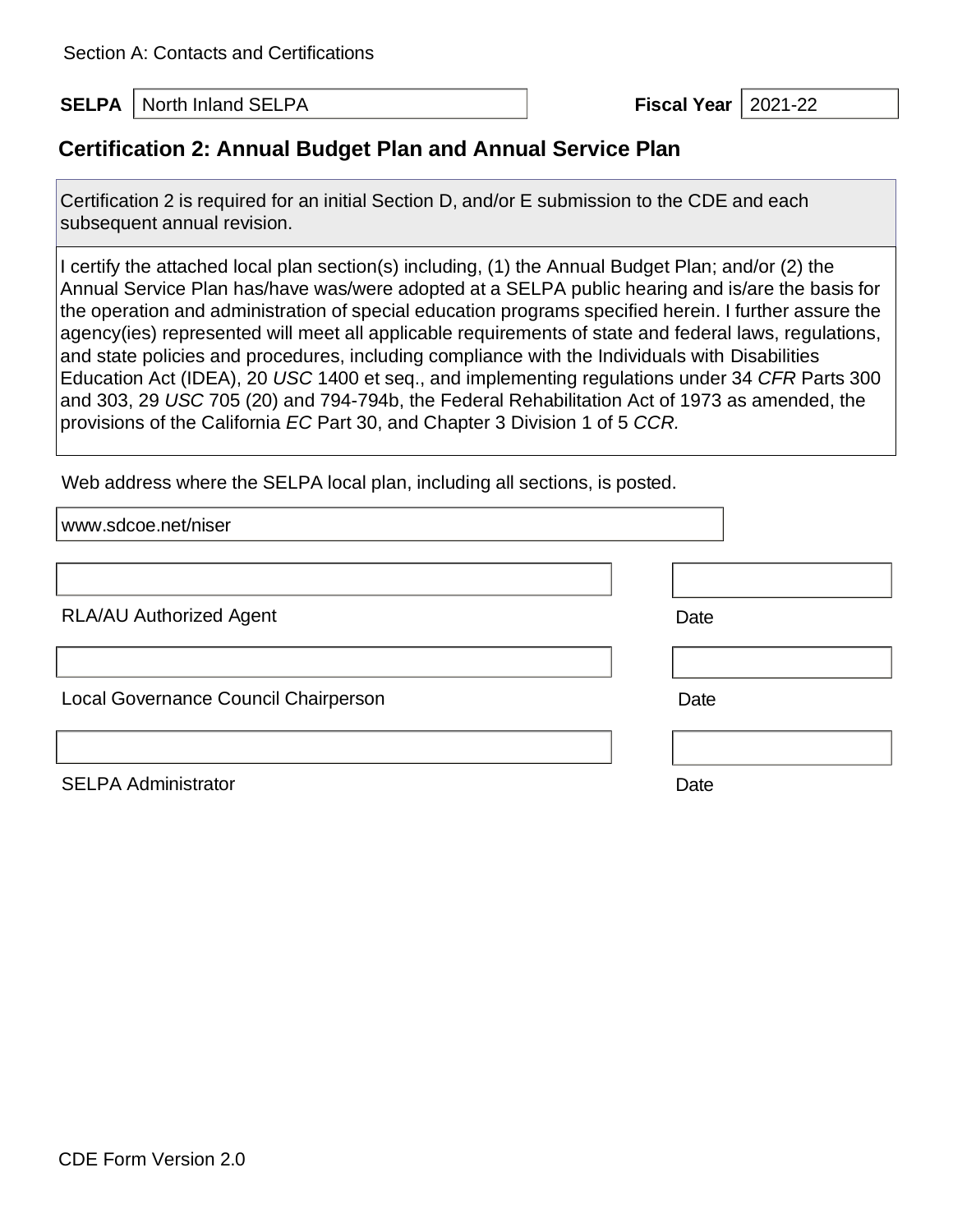Section A: Contacts and Certifications

**SELPA** North Inland SELPA **Fiscal Year** 2021-22

## Certification 2: Annual Budget Plan and Annual Service Plan

Certification 2 is required for an initial Section D, and/or E submission to the CDE and each subsequent annual revision.

I certify the attached local plan section(s) including, (1) the Annual Budget Plan; and/or (2) the Annual Service Plan has/have was/were adopted at a SELPA public hearing and is/are the basis for the operation and administration of special education programs specified herein. I further assure the agency(ies) represented will meet all applicable requirements of state and federal laws, regulations, and state policies and procedures, including compliance with the Individuals with Disabilities Education Act (IDEA), 20 *USC* 1400 et seq., and implementing regulations under 34 *CFR* Parts 300 and 303, 29 *USC* 705 (20) and 794-794b, the Federal Rehabilitation Act of 1973 as amended, the provisions of the California *EC* Part 30, and Chapter 3 Division 1 of 5 *CCR.*

Web address where the SELPA local plan, including all sections, is posted.

www.sdcoe.net/niser

RLA/AU Authorized Agent — Date

Local Governance Council Chairperson — Date

SELPA Administrator — Date

CDE Form Version 2.0